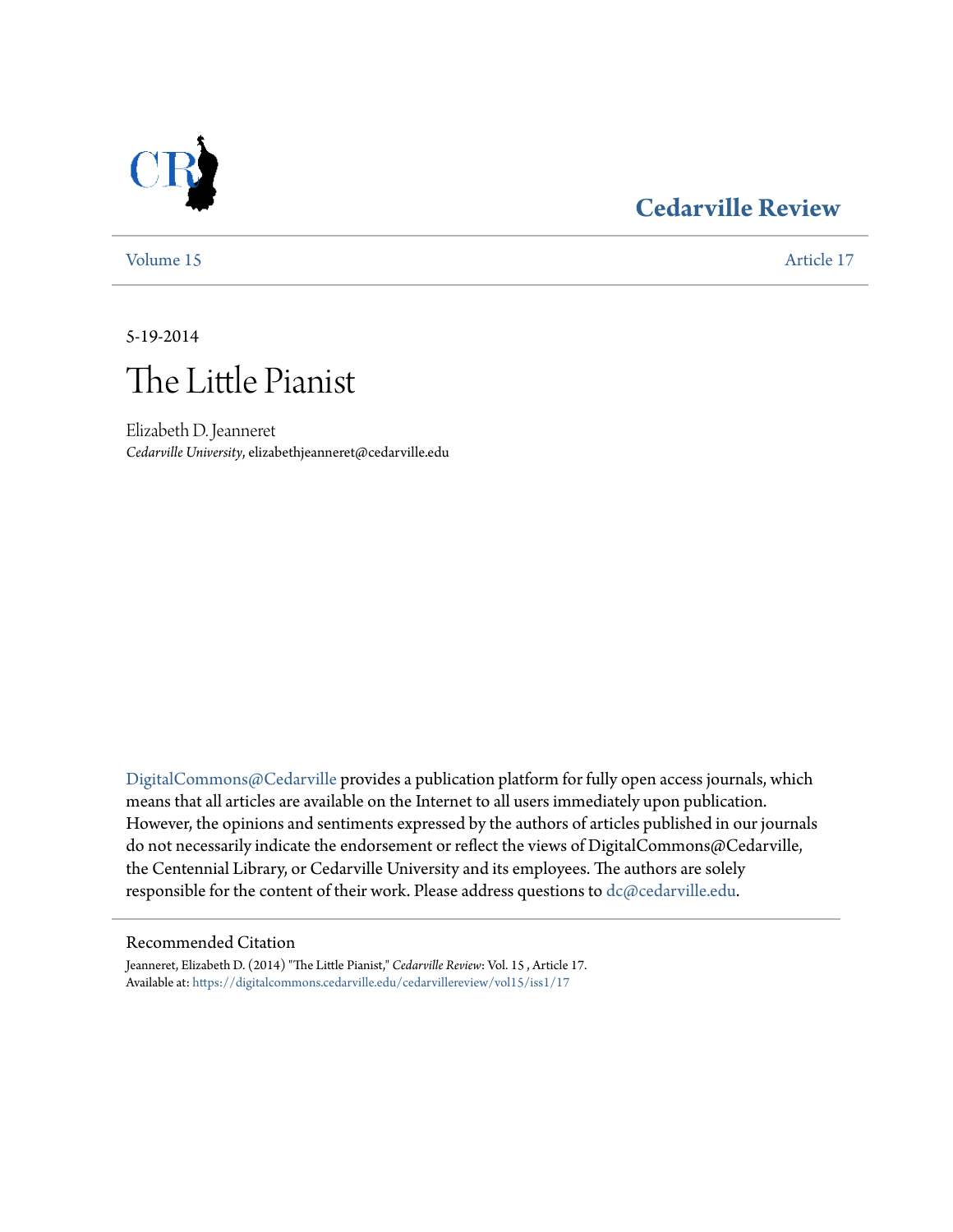# Cedarville Review

Volume 15 | Article 17

5-19-2014

# The Little Pianist

Elizabeth D. Jeanneret
*Cedarville University*, elizabethjeanneret@cedarville.edu

DigitalCommons@Cedarville provides a publication platform for fully open access journals, which means that all articles are available on the Internet to all users immediately upon publication. However, the opinions and sentiments expressed by the authors of articles published in our journals do not necessarily indicate the endorsement or reflect the views of DigitalCommons@Cedarville, the Centennial Library, or Cedarville University and its employees. The authors are solely responsible for the content of their work. Please address questions to dc@cedarville.edu.

## Recommended Citation

Jeanneret, Elizabeth D. (2014) "The Little Pianist," *Cedarville Review*: Vol. 15 , Article 17.
Available at: https://digitalcommons.cedarville.edu/cedarvillereview/vol15/iss1/17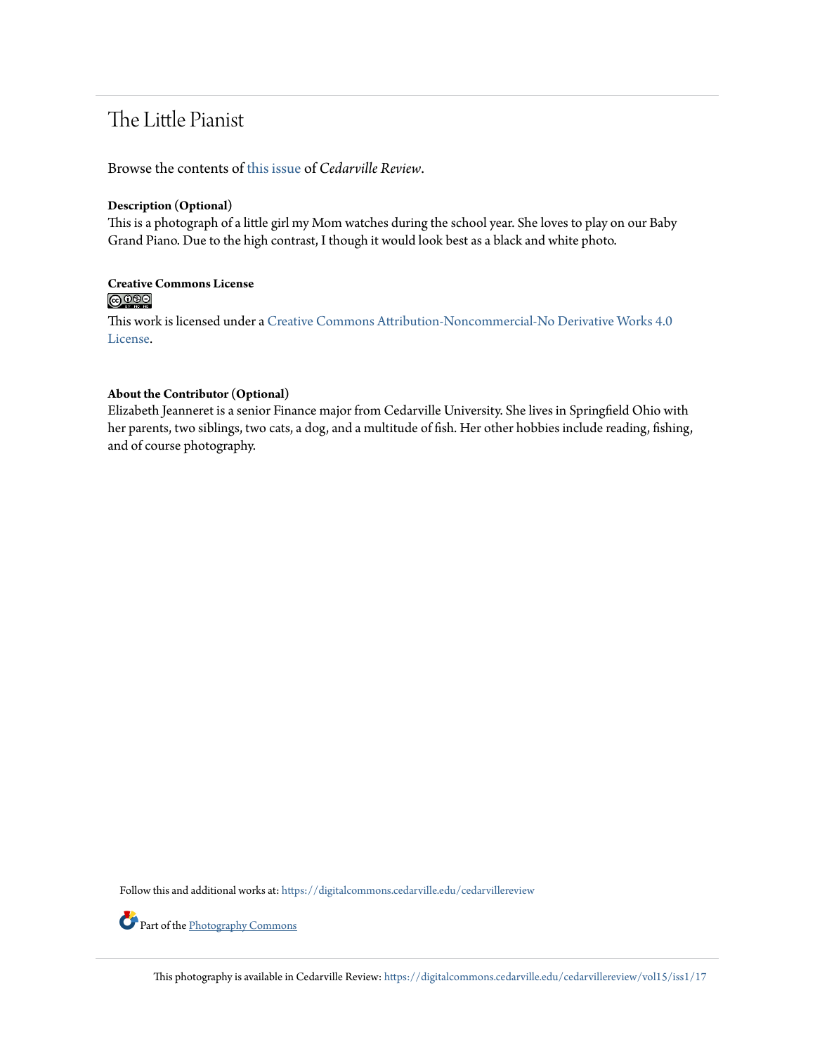# The Little Pianist

Browse the contents of this issue of *Cedarville Review*.

**Description (Optional)**

This is a photograph of a little girl my Mom watches during the school year. She loves to play on our Baby Grand Piano. Due to the high contrast, I though it would look best as a black and white photo.

**Creative Commons License**

This work is licensed under a Creative Commons Attribution-Noncommercial-No Derivative Works 4.0 License.

**About the Contributor (Optional)**

Elizabeth Jeanneret is a senior Finance major from Cedarville University. She lives in Springfield Ohio with her parents, two siblings, two cats, a dog, and a multitude of fish. Her other hobbies include reading, fishing, and of course photography.

Follow this and additional works at: https://digitalcommons.cedarville.edu/cedarvillereview

Part of the Photography Commons

This photography is available in Cedarville Review: https://digitalcommons.cedarville.edu/cedarvillereview/vol15/iss1/17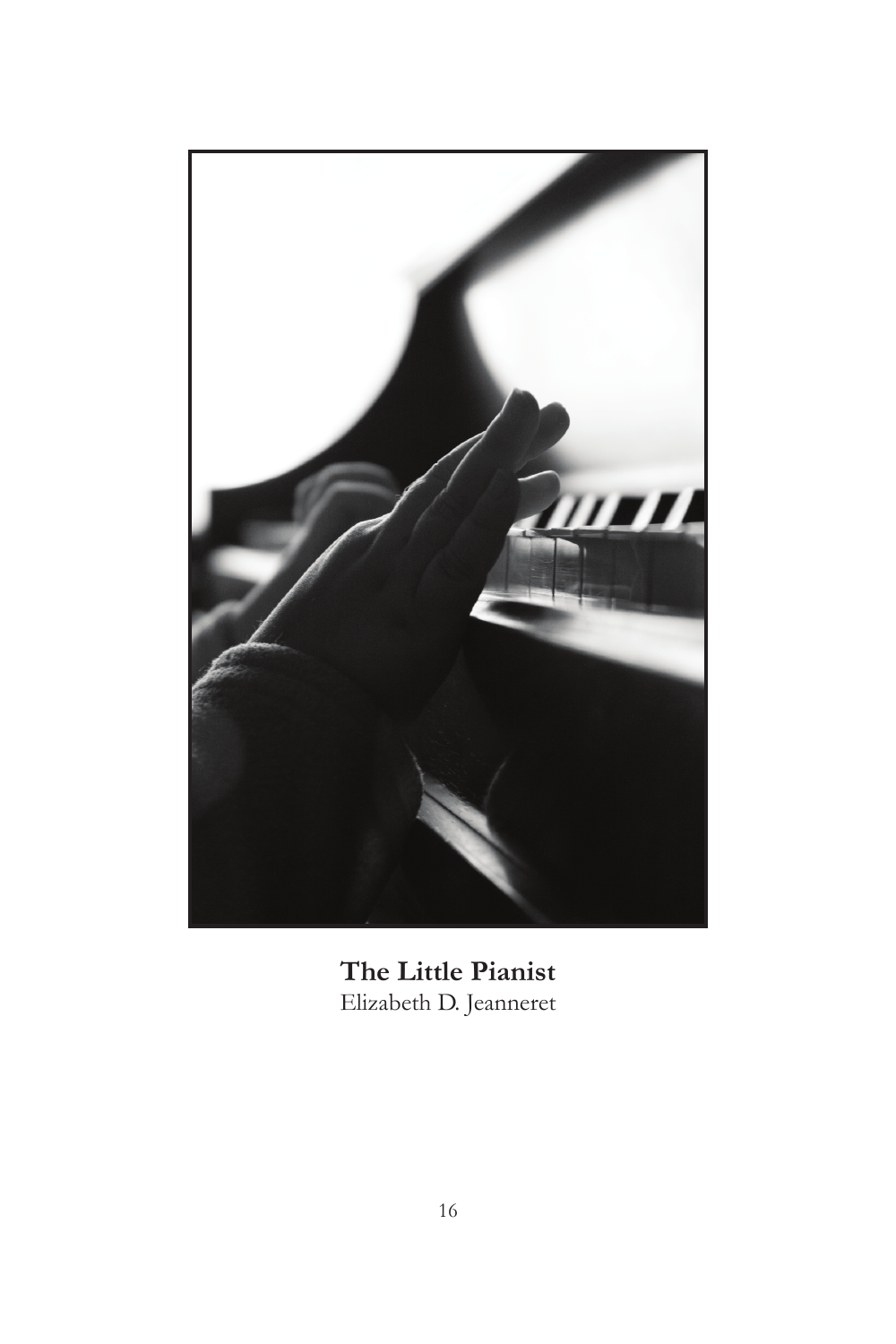**The Little Pianist**
Elizabeth D. Jeanneret